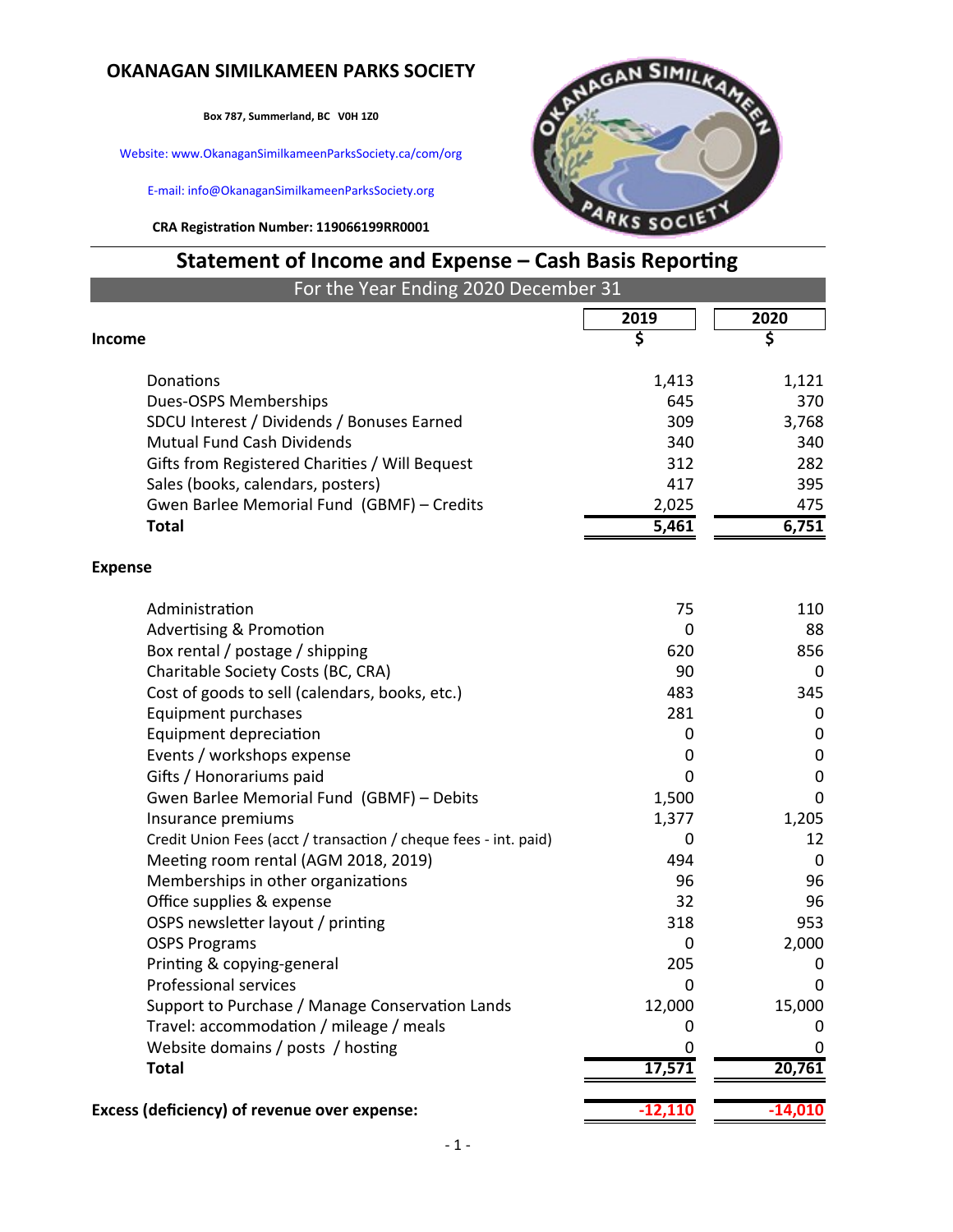# OKANAGAN SIMILKAMEEN PARKS SOCIETY

**Box 787, Summerland, BC V0H 1Z0**

Website: www.OkanaganSimilkameenParksSociety.ca/com/org

E-mail: info@OkanaganSimilkameenParksSociety.org

**CRA Registration Number: 119066199RR0001**

## Statement of Income and Expense – Cash Basis Reporting

For the Year Ending 2020 December 31

| | 2019 | 2020 |
|---|---|---|
| **Income** | $ | $ |
| Donations | 1,413 | 1,121 |
| Dues-OSPS Memberships | 645 | 370 |
| SDCU Interest / Dividends / Bonuses Earned | 309 | 3,768 |
| Mutual Fund Cash Dividends | 340 | 340 |
| Gifts from Registered Charities / Will Bequest | 312 | 282 |
| Sales (books, calendars, posters) | 417 | 395 |
| Gwen Barlee Memorial Fund (GBMF) – Credits | 2,025 | 475 |
| **Total** | **5,461** | **6,751** |
| **Expense** | | |
| Administration | 75 | 110 |
| Advertising & Promotion | 0 | 88 |
| Box rental / postage / shipping | 620 | 856 |
| Charitable Society Costs (BC, CRA) | 90 | 0 |
| Cost of goods to sell (calendars, books, etc.) | 483 | 345 |
| Equipment purchases | 281 | 0 |
| Equipment depreciation | 0 | 0 |
| Events / workshops expense | 0 | 0 |
| Gifts / Honorariums paid | 0 | 0 |
| Gwen Barlee Memorial Fund (GBMF) – Debits | 1,500 | 0 |
| Insurance premiums | 1,377 | 1,205 |
| Credit Union Fees (acct / transaction / cheque fees - int. paid) | 0 | 12 |
| Meeting room rental (AGM 2018, 2019) | 494 | 0 |
| Memberships in other organizations | 96 | 96 |
| Office supplies & expense | 32 | 96 |
| OSPS newsletter layout / printing | 318 | 953 |
| OSPS Programs | 0 | 2,000 |
| Printing & copying-general | 205 | 0 |
| Professional services | 0 | 0 |
| Support to Purchase / Manage Conservation Lands | 12,000 | 15,000 |
| Travel: accommodation / mileage / meals | 0 | 0 |
| Website domains / posts / hosting | 0 | 0 |
| **Total** | **17,571** | **20,761** |
| **Excess (deficiency) of revenue over expense:** | **-12,110** | **-14,010** |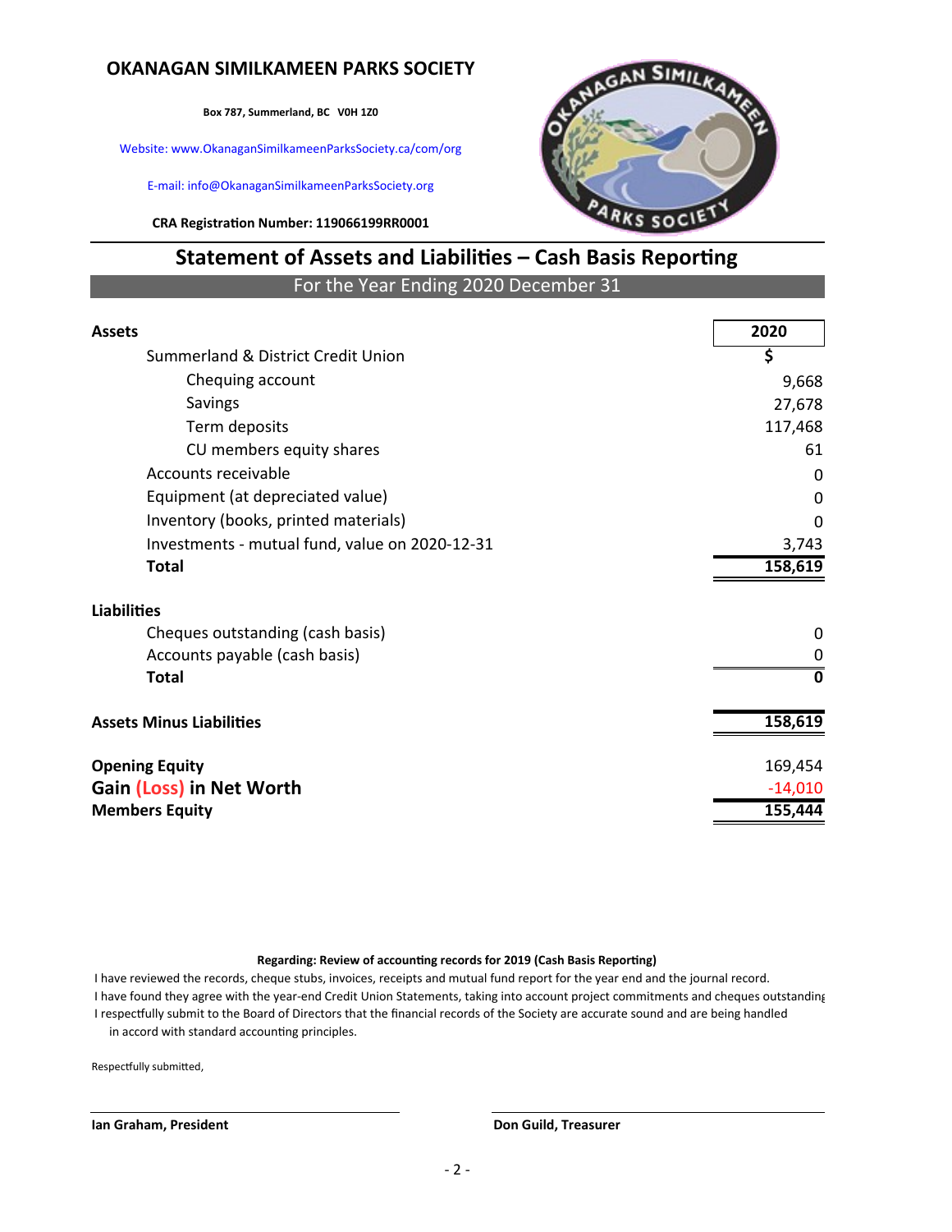# OKANAGAN SIMILKAMEEN PARKS SOCIETY

**Box 787, Summerland, BC V0H 1Z0**

Website: www.OkanaganSimilkameenParksSociety.ca/com/org

E-mail: info@OkanaganSimilkameenParksSociety.org

**CRA Registration Number: 119066199RR0001**

## Statement of Assets and Liabilities – Cash Basis Reporting

For the Year Ending 2020 December 31

| | **2020** |
|---|---|
| **Assets** | |
| Summerland & District Credit Union | **$** |
| Chequing account | 9,668 |
| Savings | 27,678 |
| Term deposits | 117,468 |
| CU members equity shares | 61 |
| Accounts receivable | 0 |
| Equipment (at depreciated value) | 0 |
| Inventory (books, printed materials) | 0 |
| Investments - mutual fund, value on 2020-12-31 | 3,743 |
| **Total** | **158,619** |
| | |
| **Liabilities** | |
| Cheques outstanding (cash basis) | 0 |
| Accounts payable (cash basis) | 0 |
| **Total** | **0** |
| | |
| **Assets Minus Liabilities** | **158,619** |
| | |
| **Opening Equity** | 169,454 |
| **Gain (Loss) in Net Worth** | -14,010 |
| **Members Equity** | **155,444** |

**Regarding: Review of accounting records for 2019 (Cash Basis Reporting)**

I have reviewed the records, cheque stubs, invoices, receipts and mutual fund report for the year end and the journal record.
I have found they agree with the year-end Credit Union Statements, taking into account project commitments and cheques outstanding
I respectfully submit to the Board of Directors that the financial records of the Society are accurate sound and are being handled in accord with standard accounting principles.

Respectfully submitted,

**Ian Graham, President** **Don Guild, Treasurer**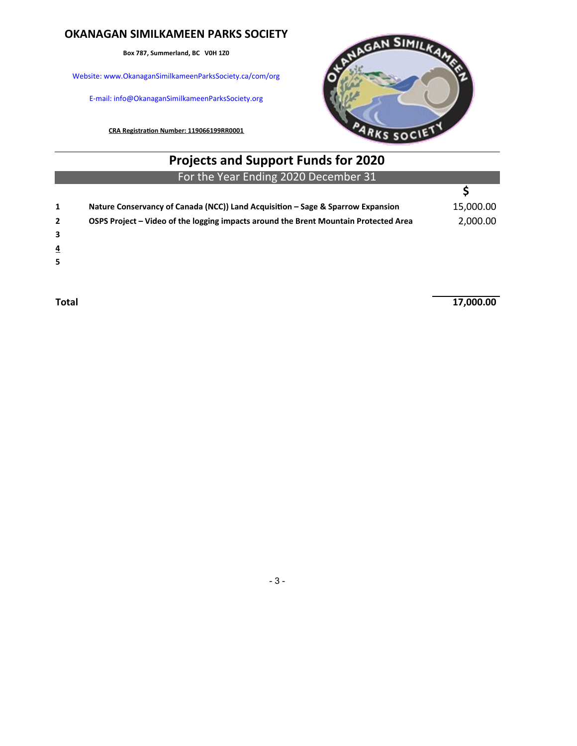**OKANAGAN SIMILKAMEEN PARKS SOCIETY**

**Box 787, Summerland, BC V0H 1Z0**

Website: www.OkanaganSimilkameenParksSociety.ca/com/org

E-mail: info@OkanaganSimilkameenParksSociety.org

**CRA Registration Number: 119066199RR0001**

# Projects and Support Funds for 2020

## For the Year Ending 2020 December 31

| | | $ |
|---|---|---|
| **1** | **Nature Conservancy of Canada (NCC)) Land Acquisition – Sage & Sparrow Expansion** | 15,000.00 |
| **2** | **OSPS Project – Video of the logging impacts around the Brent Mountain Protected Area** | 2,000.00 |
| **3** | | |
| **4** | | |
| **5** | | |
| **Total** | | **17,000.00** |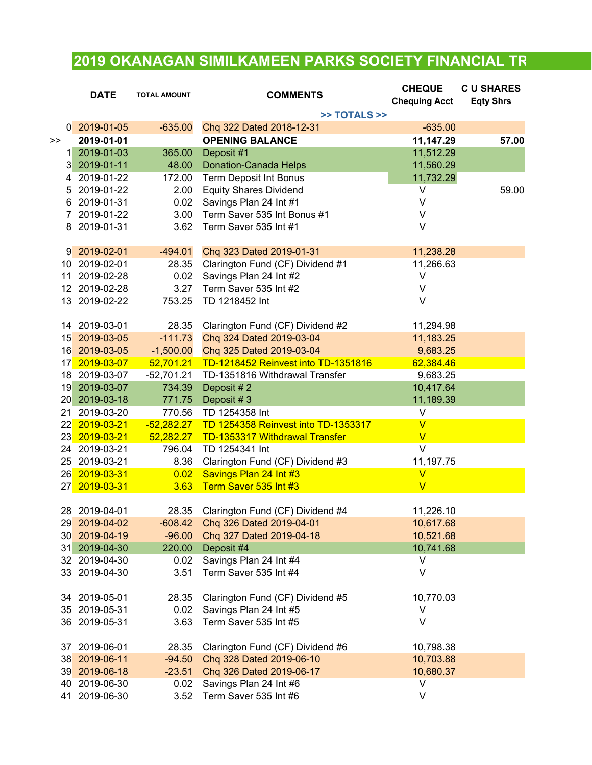# 2019 OKANAGAN SIMILKAMEEN PARKS SOCIETY FINANCIAL TR

| | DATE | TOTAL AMOUNT | COMMENTS | CHEQUE Chequing Acct | C U SHARES Eqty Shrs |
|---|---|---|---|---|---|
| | | | >> TOTALS >> | | |
| 0 | 2019-01-05 | -635.00 | Chq 322 Dated 2018-12-31 | -635.00 | |
| >> | **2019-01-01** | | **OPENING BALANCE** | **11,147.29** | **57.00** |
| 1 | 2019-01-03 | 365.00 | Deposit #1 | 11,512.29 | |
| 3 | 2019-01-11 | 48.00 | Donation-Canada Helps | 11,560.29 | |
| 4 | 2019-01-22 | 172.00 | Term Deposit Int Bonus | 11,732.29 | |
| 5 | 2019-01-22 | 2.00 | Equity Shares Dividend | V | 59.00 |
| 6 | 2019-01-31 | 0.02 | Savings Plan 24 Int #1 | V | |
| 7 | 2019-01-22 | 3.00 | Term Saver 535 Int Bonus #1 | V | |
| 8 | 2019-01-31 | 3.62 | Term Saver 535 Int #1 | V | |
| | | | | | |
| 9 | 2019-02-01 | -494.01 | Chq 323 Dated 2019-01-31 | 11,238.28 | |
| 10 | 2019-02-01 | 28.35 | Clarington Fund (CF) Dividend #1 | 11,266.63 | |
| 11 | 2019-02-28 | 0.02 | Savings Plan 24 Int #2 | V | |
| 12 | 2019-02-28 | 3.27 | Term Saver 535 Int #2 | V | |
| 13 | 2019-02-22 | 753.25 | TD 1218452 Int | V | |
| | | | | | |
| 14 | 2019-03-01 | 28.35 | Clarington Fund (CF) Dividend #2 | 11,294.98 | |
| 15 | 2019-03-05 | -111.73 | Chq 324 Dated 2019-03-04 | 11,183.25 | |
| 16 | 2019-03-05 | -1,500.00 | Chq 325 Dated 2019-03-04 | 9,683.25 | |
| 17 | 2019-03-07 | 52,701.21 | TD-1218452 Reinvest into TD-1351816 | 62,384.46 | |
| 18 | 2019-03-07 | -52,701.21 | TD-1351816 Withdrawal Transfer | 9,683.25 | |
| 19 | 2019-03-07 | 734.39 | Deposit # 2 | 10,417.64 | |
| 20 | 2019-03-18 | 771.75 | Deposit # 3 | 11,189.39 | |
| 21 | 2019-03-20 | 770.56 | TD 1254358 Int | V | |
| 22 | 2019-03-21 | -52,282.27 | TD 1254358 Reinvest into TD-1353317 | V | |
| 23 | 2019-03-21 | 52,282.27 | TD-1353317 Withdrawal Transfer | V | |
| 24 | 2019-03-21 | 796.04 | TD 1254341 Int | V | |
| 25 | 2019-03-21 | 8.36 | Clarington Fund (CF) Dividend #3 | 11,197.75 | |
| 26 | 2019-03-31 | 0.02 | Savings Plan 24 Int #3 | V | |
| 27 | 2019-03-31 | 3.63 | Term Saver 535 Int #3 | V | |
| | | | | | |
| 28 | 2019-04-01 | 28.35 | Clarington Fund (CF) Dividend #4 | 11,226.10 | |
| 29 | 2019-04-02 | -608.42 | Chq 326 Dated 2019-04-01 | 10,617.68 | |
| 30 | 2019-04-19 | -96.00 | Chq 327 Dated 2019-04-18 | 10,521.68 | |
| 31 | 2019-04-30 | 220.00 | Deposit #4 | 10,741.68 | |
| 32 | 2019-04-30 | 0.02 | Savings Plan 24 Int #4 | V | |
| 33 | 2019-04-30 | 3.51 | Term Saver 535 Int #4 | V | |
| | | | | | |
| 34 | 2019-05-01 | 28.35 | Clarington Fund (CF) Dividend #5 | 10,770.03 | |
| 35 | 2019-05-31 | 0.02 | Savings Plan 24 Int #5 | V | |
| 36 | 2019-05-31 | 3.63 | Term Saver 535 Int #5 | V | |
| | | | | | |
| 37 | 2019-06-01 | 28.35 | Clarington Fund (CF) Dividend #6 | 10,798.38 | |
| 38 | 2019-06-11 | -94.50 | Chq 328 Dated 2019-06-10 | 10,703.88 | |
| 39 | 2019-06-18 | -23.51 | Chq 326 Dated 2019-06-17 | 10,680.37 | |
| 40 | 2019-06-30 | 0.02 | Savings Plan 24 Int #6 | V | |
| 41 | 2019-06-30 | 3.52 | Term Saver 535 Int #6 | V | |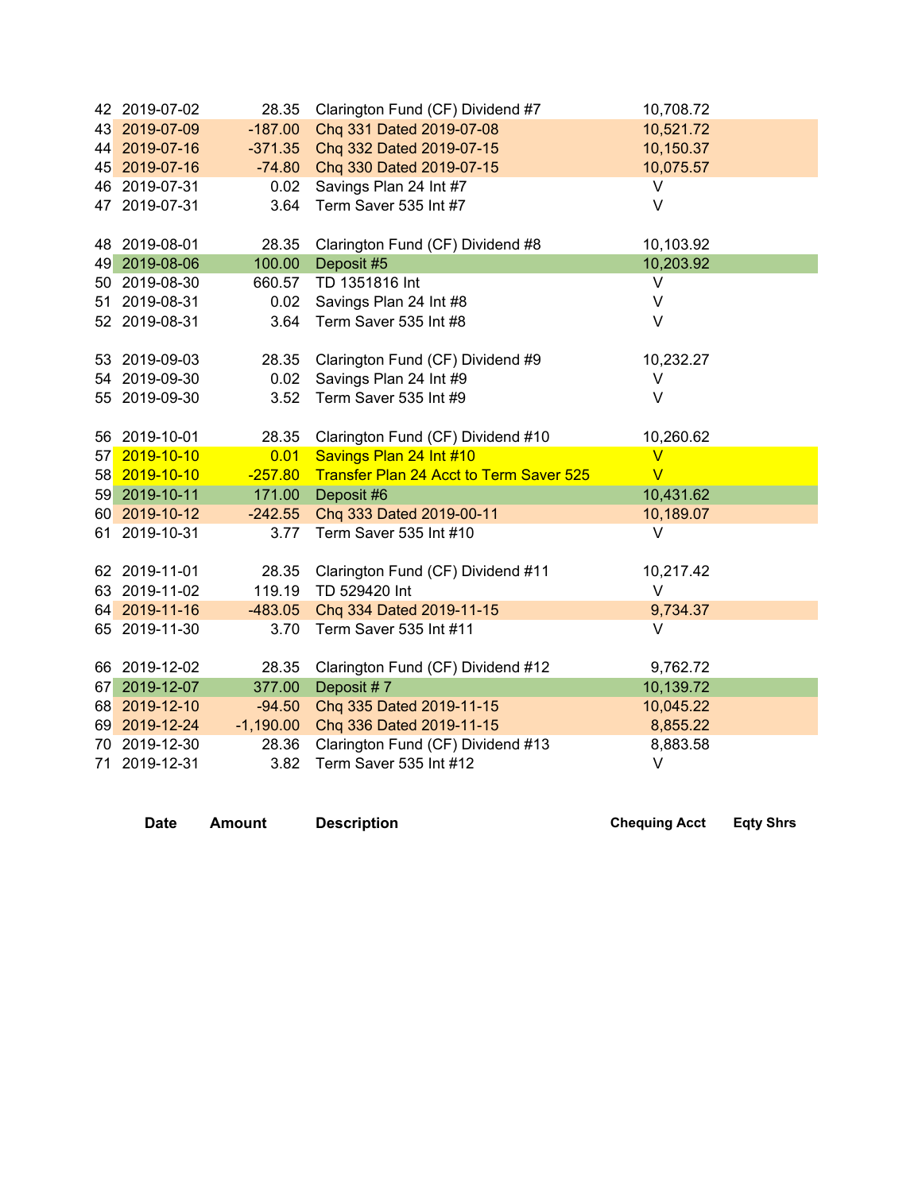| | Date | Amount | Description | Chequing Acct | Eqty Shrs |
|---|---|---|---|---|---|
| 42 | 2019-07-02 | 28.35 | Clarington Fund (CF) Dividend #7 | 10,708.72 | |
| 43 | 2019-07-09 | -187.00 | Chq 331 Dated 2019-07-08 | 10,521.72 | |
| 44 | 2019-07-16 | -371.35 | Chq 332 Dated 2019-07-15 | 10,150.37 | |
| 45 | 2019-07-16 | -74.80 | Chq 330 Dated 2019-07-15 | 10,075.57 | |
| 46 | 2019-07-31 | 0.02 | Savings Plan 24 Int #7 | V | |
| 47 | 2019-07-31 | 3.64 | Term Saver 535 Int #7 | V | |
| | | | | | |
| 48 | 2019-08-01 | 28.35 | Clarington Fund (CF) Dividend #8 | 10,103.92 | |
| 49 | 2019-08-06 | 100.00 | Deposit #5 | 10,203.92 | |
| 50 | 2019-08-30 | 660.57 | TD 1351816 Int | V | |
| 51 | 2019-08-31 | 0.02 | Savings Plan 24 Int #8 | V | |
| 52 | 2019-08-31 | 3.64 | Term Saver 535 Int #8 | V | |
| | | | | | |
| 53 | 2019-09-03 | 28.35 | Clarington Fund (CF) Dividend #9 | 10,232.27 | |
| 54 | 2019-09-30 | 0.02 | Savings Plan 24 Int #9 | V | |
| 55 | 2019-09-30 | 3.52 | Term Saver 535 Int #9 | V | |
| | | | | | |
| 56 | 2019-10-01 | 28.35 | Clarington Fund (CF) Dividend #10 | 10,260.62 | |
| 57 | 2019-10-10 | 0.01 | Savings Plan 24 Int #10 | V | |
| 58 | 2019-10-10 | -257.80 | Transfer Plan 24 Acct to Term Saver 525 | V | |
| 59 | 2019-10-11 | 171.00 | Deposit #6 | 10,431.62 | |
| 60 | 2019-10-12 | -242.55 | Chq 333 Dated 2019-00-11 | 10,189.07 | |
| 61 | 2019-10-31 | 3.77 | Term Saver 535 Int #10 | V | |
| | | | | | |
| 62 | 2019-11-01 | 28.35 | Clarington Fund (CF) Dividend #11 | 10,217.42 | |
| 63 | 2019-11-02 | 119.19 | TD 529420 Int | V | |
| 64 | 2019-11-16 | -483.05 | Chq 334 Dated 2019-11-15 | 9,734.37 | |
| 65 | 2019-11-30 | 3.70 | Term Saver 535 Int #11 | V | |
| | | | | | |
| 66 | 2019-12-02 | 28.35 | Clarington Fund (CF) Dividend #12 | 9,762.72 | |
| 67 | 2019-12-07 | 377.00 | Deposit # 7 | 10,139.72 | |
| 68 | 2019-12-10 | -94.50 | Chq 335 Dated 2019-11-15 | 10,045.22 | |
| 69 | 2019-12-24 | -1,190.00 | Chq 336 Dated 2019-11-15 | 8,855.22 | |
| 70 | 2019-12-30 | 28.36 | Clarington Fund (CF) Dividend #13 | 8,883.58 | |
| 71 | 2019-12-31 | 3.82 | Term Saver 535 Int #12 | V | |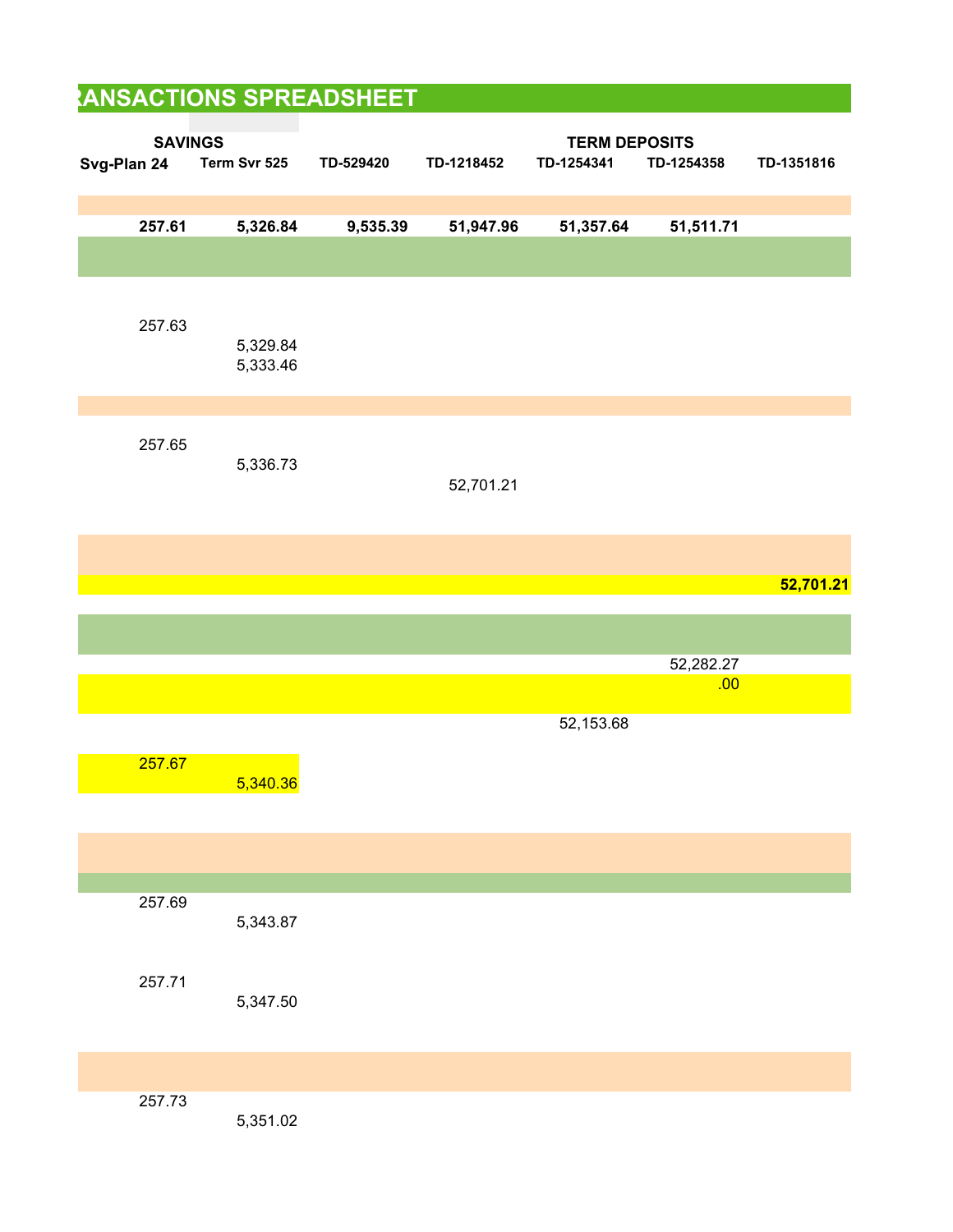# TRANSACTIONS SPREADSHEET

| SAVINGS | | TERM DEPOSITS | | | | |
|---|---|---|---|---|---|---|
| Svg-Plan 24 | Term Svr 525 | TD-529420 | TD-1218452 | TD-1254341 | TD-1254358 | TD-1351816 |
| | | | | | | |
| **257.61** | **5,326.84** | **9,535.39** | **51,947.96** | **51,357.64** | **51,511.71** | |
| | | | | | | |
| 257.63 | | | | | | |
| | 5,329.84 | | | | | |
| | 5,333.46 | | | | | |
| | | | | | | |
| 257.65 | | | | | | |
| | 5,336.73 | | | | | |
| | | | 52,701.21 | | | |
| | | | | | | |
| | | | | | | **52,701.21** |
| | | | | | | |
| | | | | | 52,282.27 | |
| | | | | | .00 | |
| | | | | 52,153.68 | | |
| 257.67 | | | | | | |
| | 5,340.36 | | | | | |
| | | | | | | |
| 257.69 | | | | | | |
| | 5,343.87 | | | | | |
| 257.71 | | | | | | |
| | 5,347.50 | | | | | |
| | | | | | | |
| 257.73 | | | | | | |
| | 5,351.02 | | | | | |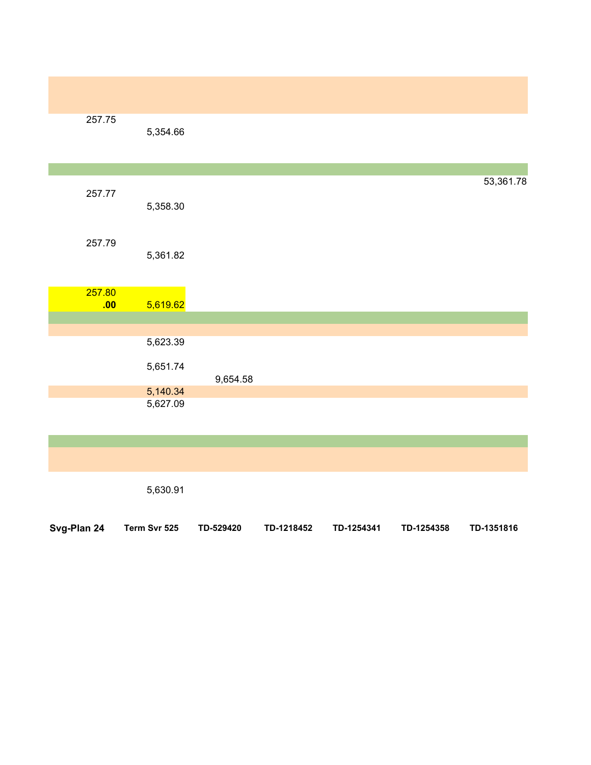| Svg-Plan 24 | Term Svr 525 | TD-529420 | TD-1218452 | TD-1254341 | TD-1254358 | TD-1351816 |
|---|---|---|---|---|---|---|
| 257.75 | | | | | | |
| | 5,354.66 | | | | | |
| | | | | | | 53,361.78 |
| 257.77 | | | | | | |
| | 5,358.30 | | | | | |
| 257.79 | | | | | | |
| | 5,361.82 | | | | | |
| 257.80 | | | | | | |
| **.00** | 5,619.62 | | | | | |
| | 5,623.39 | | | | | |
| | 5,651.74 | | | | | |
| | | 9,654.58 | | | | |
| | 5,140.34 | | | | | |
| | 5,627.09 | | | | | |
| | 5,630.91 | | | | | |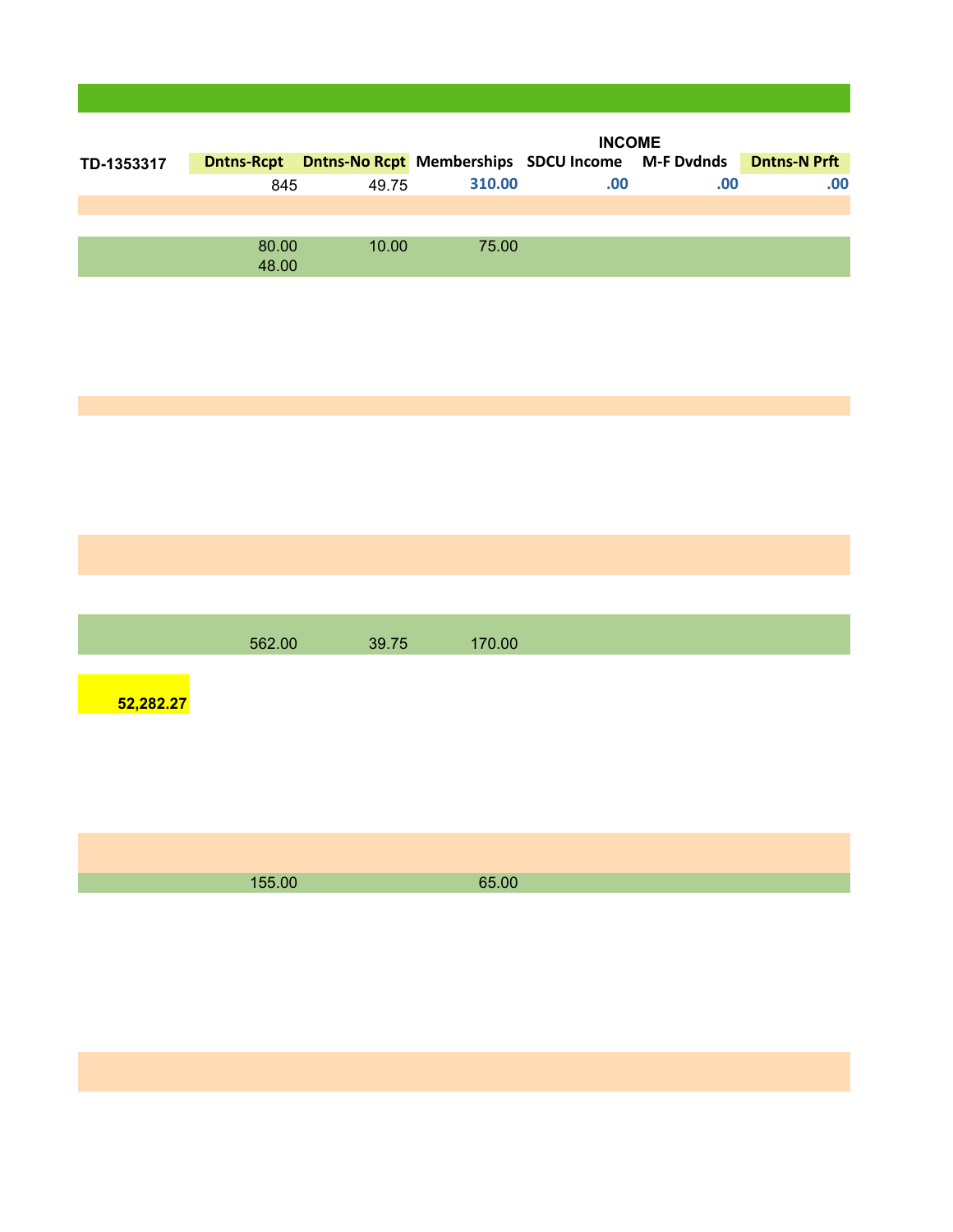| TD-1353317 | Dntns-Rcpt | Dntns-No Rcpt | Memberships | SDCU Income | M-F Dvdnds | Dntns-N Prft |
|---|---|---|---|---|---|---|
| | | | INCOME | | | |
| | 845 | 49.75 | 310.00 | .00 | .00 | .00 |
| | 80.00 | 10.00 | 75.00 | | | |
| | 48.00 | | | | | |
| | 562.00 | 39.75 | 170.00 | | | |
| 52,282.27 | | | | | | |
| | 155.00 | | 65.00 | | | |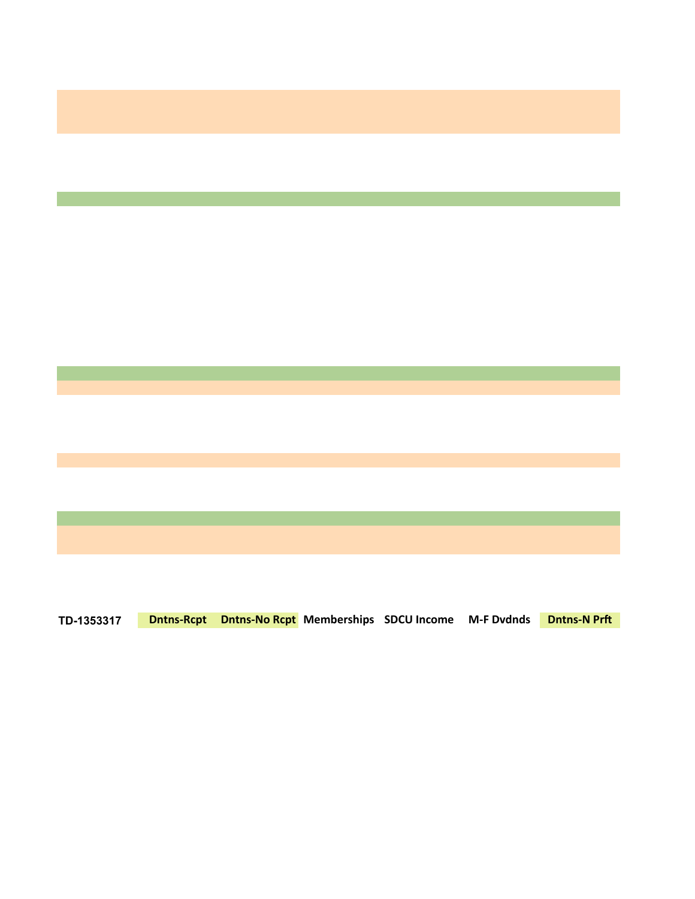| TD-1353317 | Dntns-Rcpt | Dntns-No Rcpt | Memberships | SDCU Income | M-F Dvdnds | Dntns-N Prft |
|---|---|---|---|---|---|---|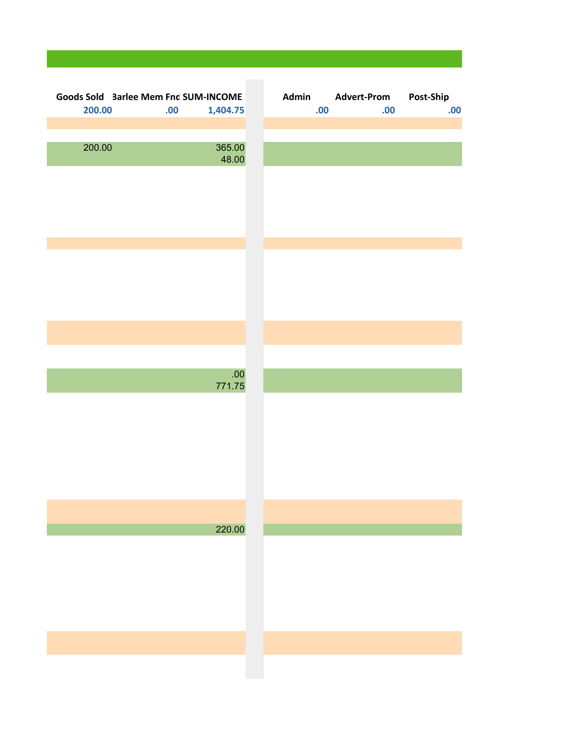| Goods Sold | Barlee Mem Fnd | SUM-INCOME | | Admin | Advert-Prom | Post-Ship |
|---|---|---|---|---|---|---|
| 200.00 | .00 | 1,404.75 | | .00 | .00 | .00 |
| | | | | | | |
| 200.00 | | 365.00 | | | | |
| | | 48.00 | | | | |
| | | | | | | |
| | | .00 | | | | |
| | | 771.75 | | | | |
| | | | | | | |
| | | 220.00 | | | | |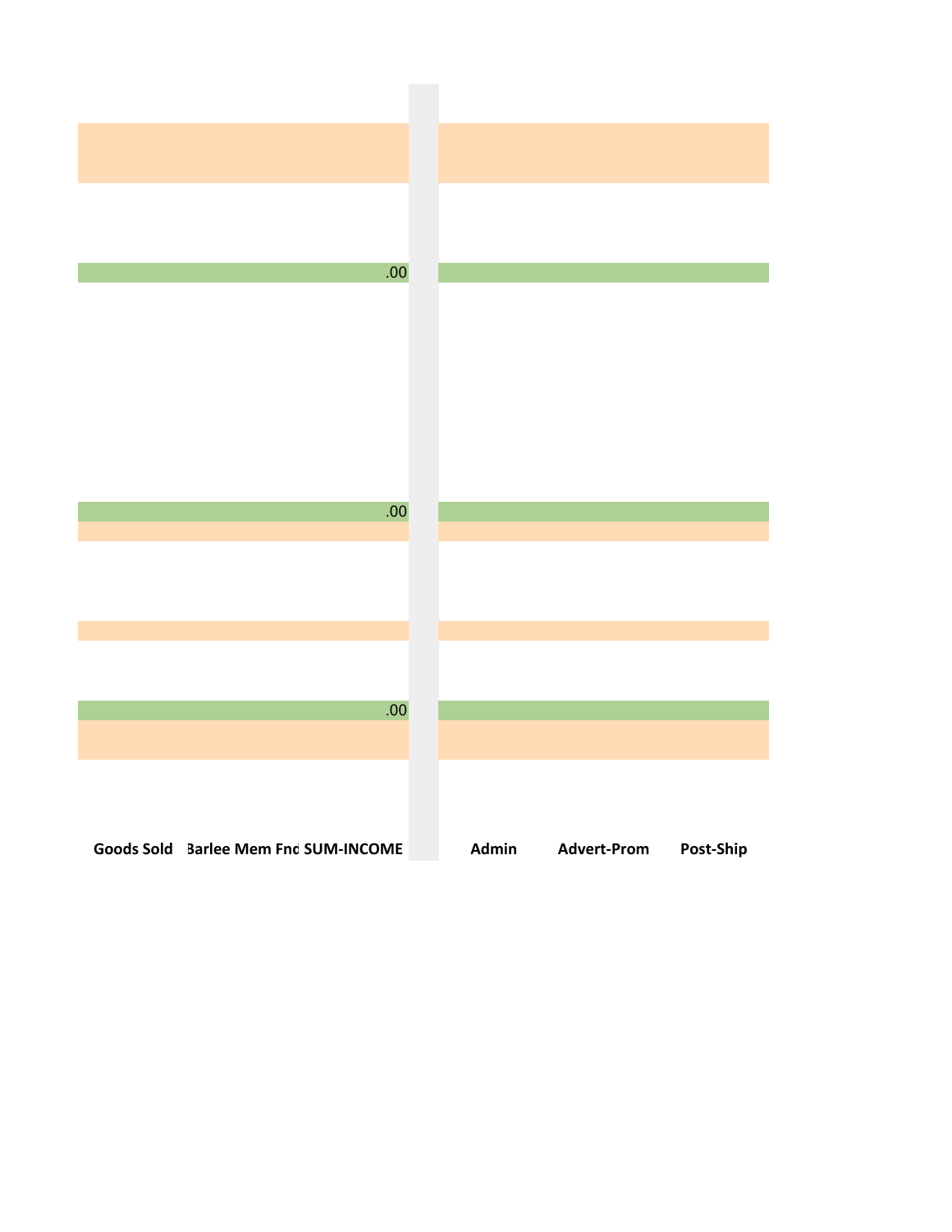| Goods Sold | Barlee Mem Fnd | SUM-INCOME | | Admin | Advert-Prom | Post-Ship |
|---|---|---|---|---|---|---|
| | | .00 | | | | |
| | | .00 | | | | |
| | | .00 | | | | |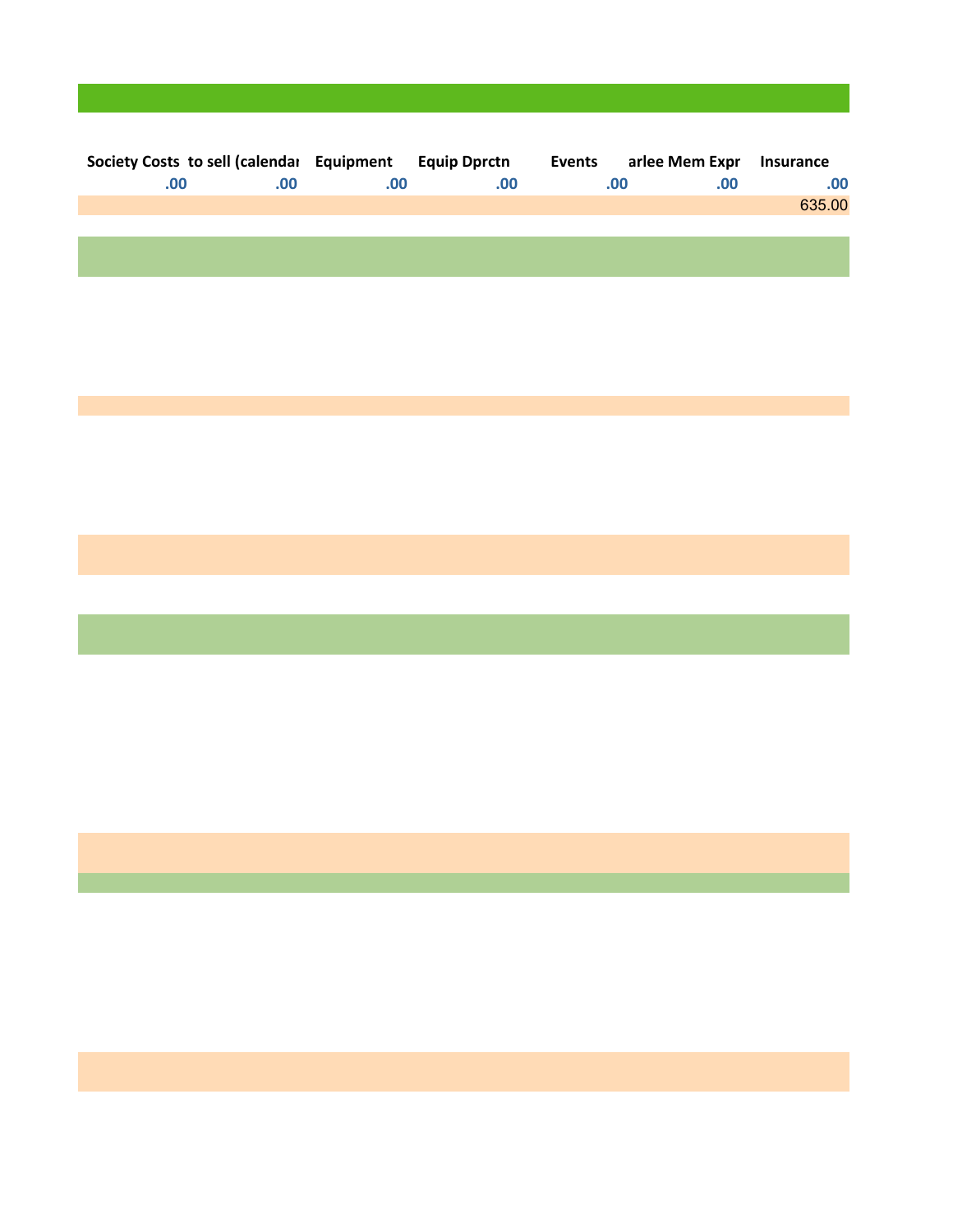| Society Costs | to sell (calendar | Equipment | Equip Dprctn | Events | arlee Mem Expr | Insurance |
|---|---|---|---|---|---|---|
| .00 | .00 | .00 | .00 | .00 | .00 | .00 |
| | | | | | | 635.00 |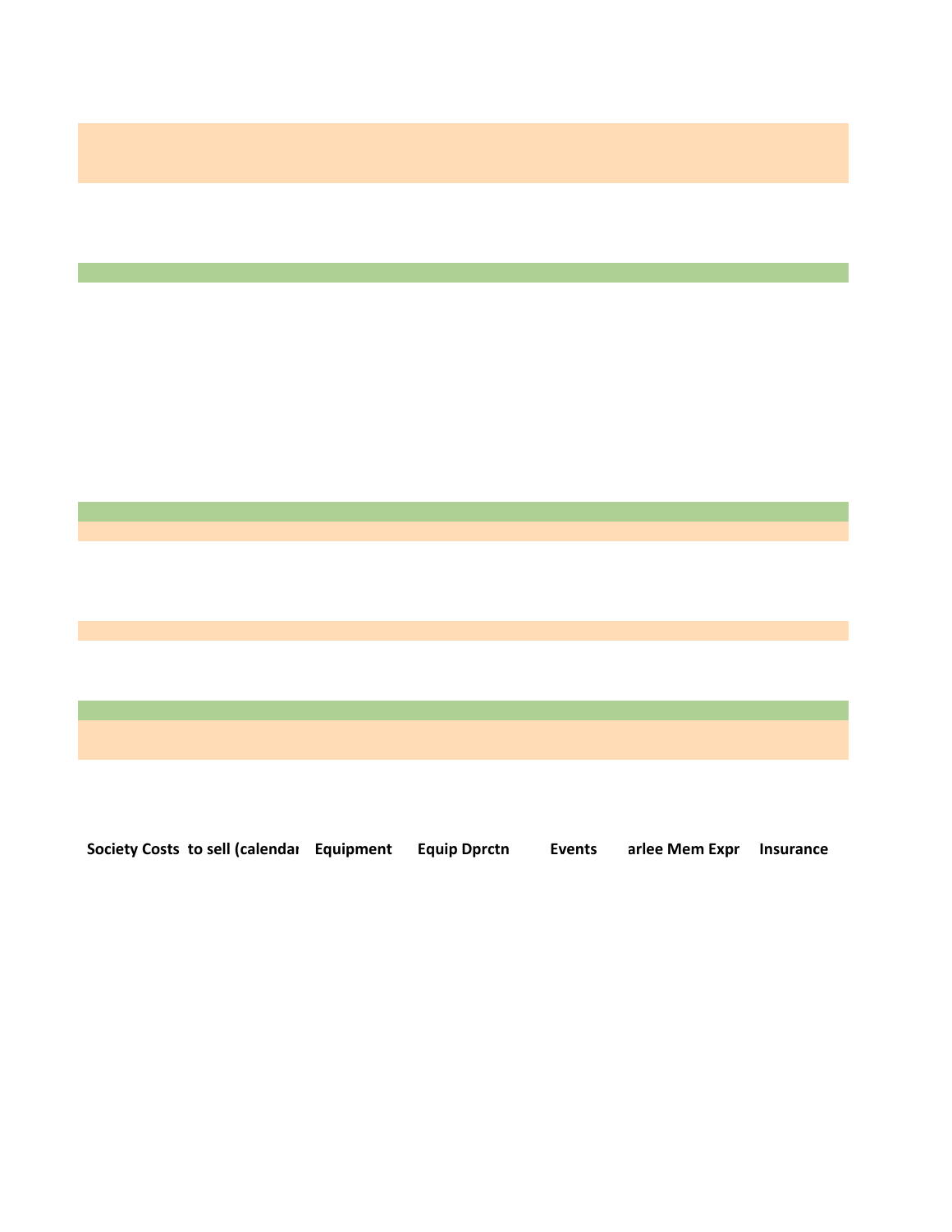| Society Costs | to sell (calendar | Equipment | Equip Dprctn | Events | arlee Mem Expr | Insurance |
|---|---|---|---|---|---|---|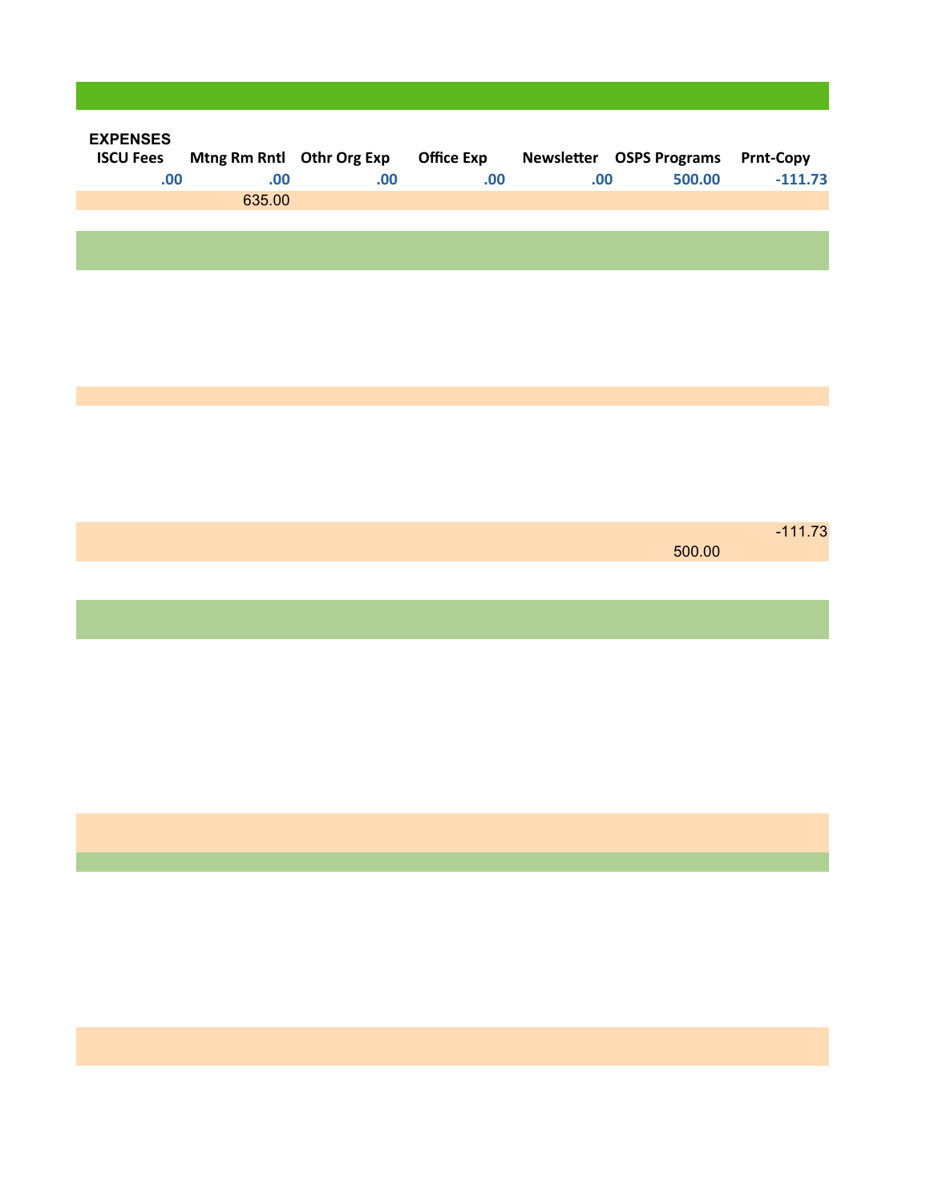**EXPENSES**

| ISCU Fees | Mtng Rm Rntl | Othr Org Exp | Office Exp | Newsletter | OSPS Programs | Prnt-Copy |
|---|---|---|---|---|---|---|
| **.00** | **.00** | **.00** | **.00** | **.00** | **500.00** | **-111.73** |
| | 635.00 | | | | | |
| | | | | | | -111.73 |
| | | | | | 500.00 | |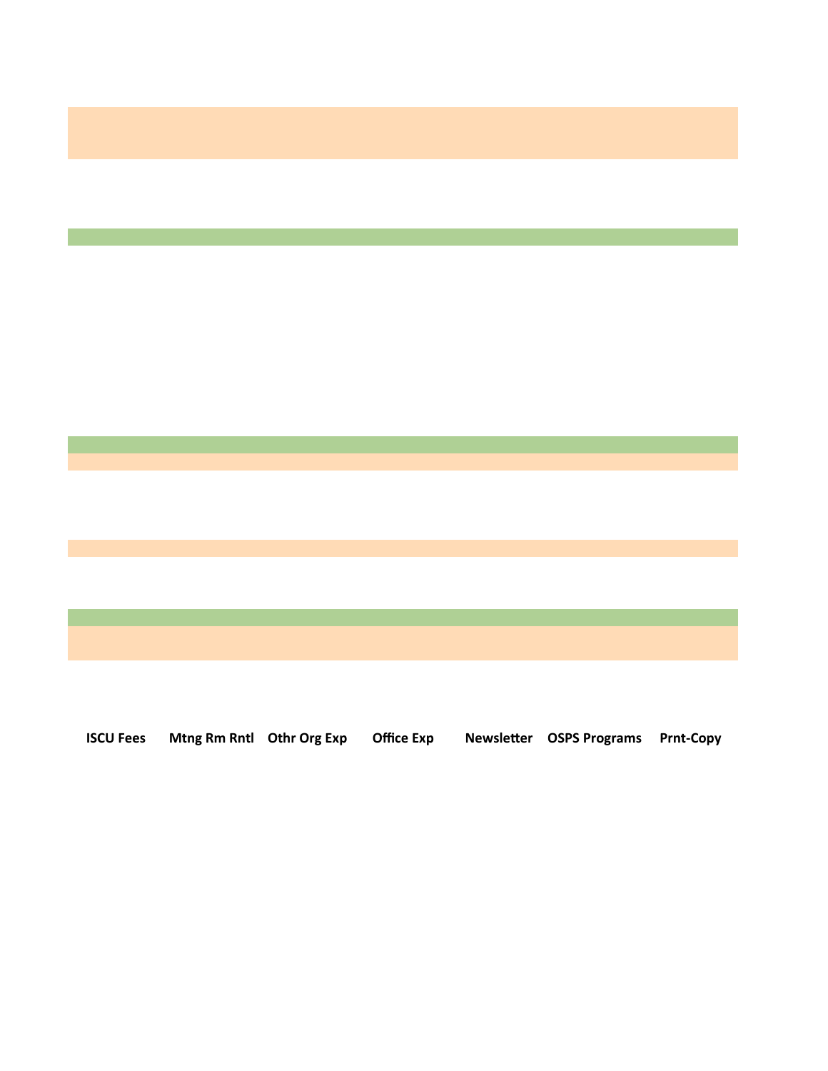| ISCU Fees | Mtng Rm Rntl | Othr Org Exp | Office Exp | Newsletter | OSPS Programs | Prnt-Copy |
|---|---|---|---|---|---|---|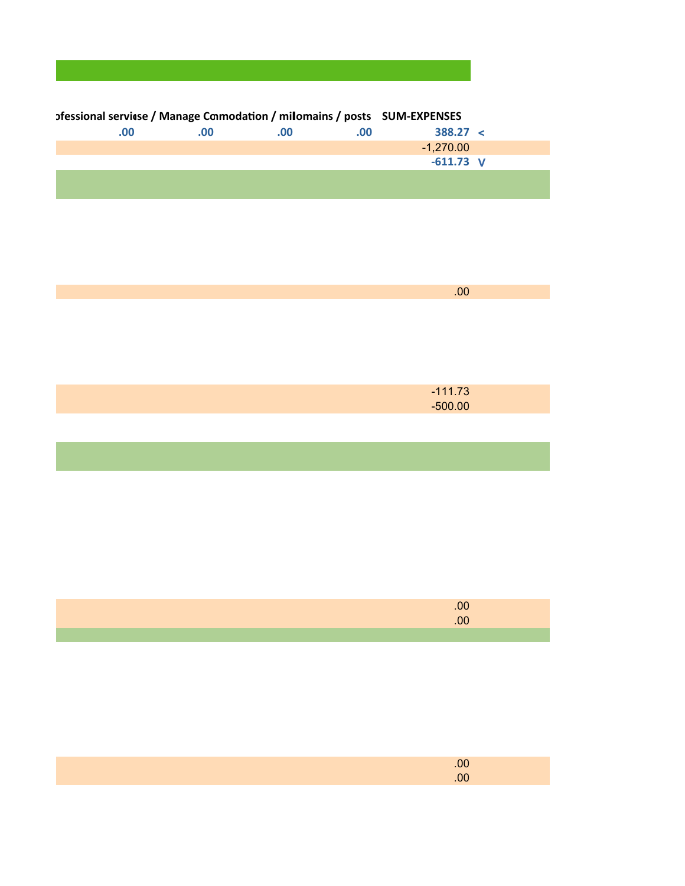| ofessional servicose / Manage Cc | nmodation / mi | llomains / posts | | SUM-EXPENSES | |
|---|---|---|---|---|---|
| .00 | .00 | .00 | .00 | 388.27 | < |
| | | | | -1,270.00 | |
| | | | | -611.73 | V |
| | | | | | |
| | | | | .00 | |
| | | | | -111.73 | |
| | | | | -500.00 | |
| | | | | | |
| | | | | .00 | |
| | | | | .00 | |
| | | | | | |
| | | | | .00 | |
| | | | | .00 | |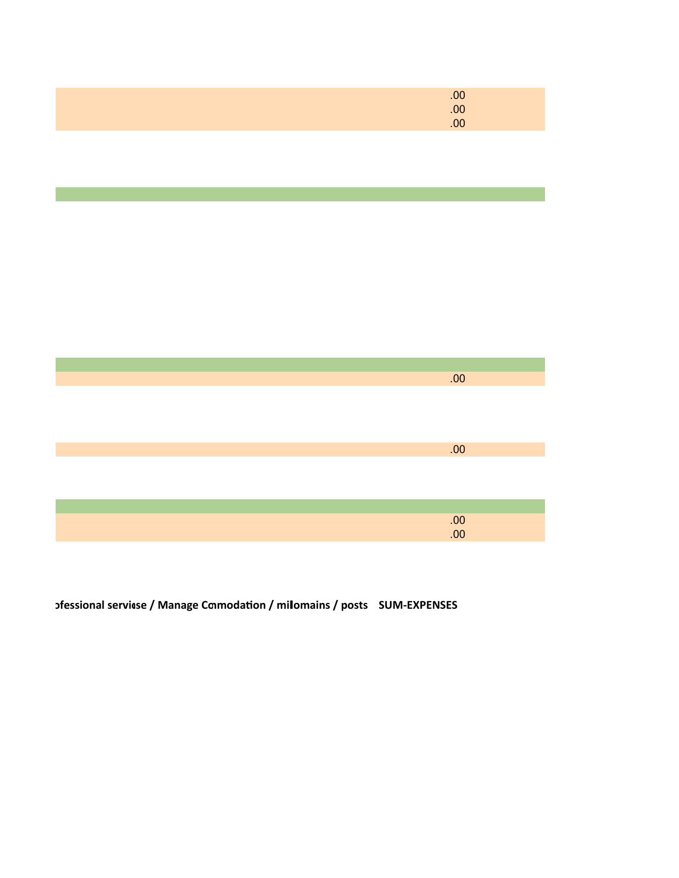| | |
|---|---|
| | .00 |
| | .00 |
| | .00 |

| | |
|---|---|
| | .00 |

| | |
|---|---|
| | .00 |

| | |
|---|---|
| | .00 |
| | .00 |

**ofessional serviœse / Manage Cоmodation / milomains / posts SUM-EXPENSES**